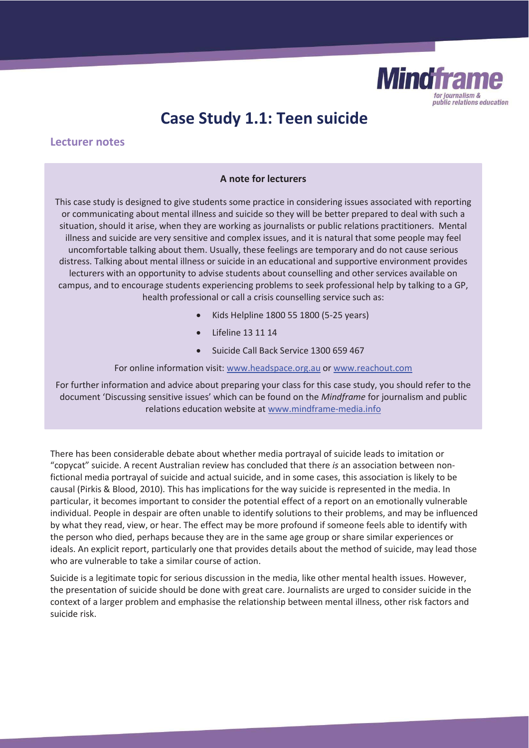# Case Study 1.1: Teen suicide

## Lecturer notes

**A note for lecturers**

This case study is designed to give students some practice in considering issues associated with reporting or communicating about mental illness and suicide so they will be better prepared to deal with such a situation, should it arise, when they are working as journalists or public relations practitioners. Mental illness and suicide are very sensitive and complex issues, and it is natural that some people may feel uncomfortable talking about them. Usually, these feelings are temporary and do not cause serious distress. Talking about mental illness or suicide in an educational and supportive environment provides lecturers with an opportunity to advise students about counselling and other services available on campus, and to encourage students experiencing problems to seek professional help by talking to a GP, health professional or call a crisis counselling service such as:

- Kids Helpline 1800 55 1800 (5-25 years)
- Lifeline 13 11 14
- Suicide Call Back Service 1300 659 467

For online information visit: www.headspace.org.au or www.reachout.com

For further information and advice about preparing your class for this case study, you should refer to the document 'Discussing sensitive issues' which can be found on the *Mindframe* for journalism and public relations education website at www.mindframe-media.info

There has been considerable debate about whether media portrayal of suicide leads to imitation or "copycat" suicide. A recent Australian review has concluded that there *is* an association between non-fictional media portrayal of suicide and actual suicide, and in some cases, this association is likely to be causal (Pirkis & Blood, 2010). This has implications for the way suicide is represented in the media. In particular, it becomes important to consider the potential effect of a report on an emotionally vulnerable individual. People in despair are often unable to identify solutions to their problems, and may be influenced by what they read, view, or hear. The effect may be more profound if someone feels able to identify with the person who died, perhaps because they are in the same age group or share similar experiences or ideals. An explicit report, particularly one that provides details about the method of suicide, may lead those who are vulnerable to take a similar course of action.

Suicide is a legitimate topic for serious discussion in the media, like other mental health issues. However, the presentation of suicide should be done with great care. Journalists are urged to consider suicide in the context of a larger problem and emphasise the relationship between mental illness, other risk factors and suicide risk.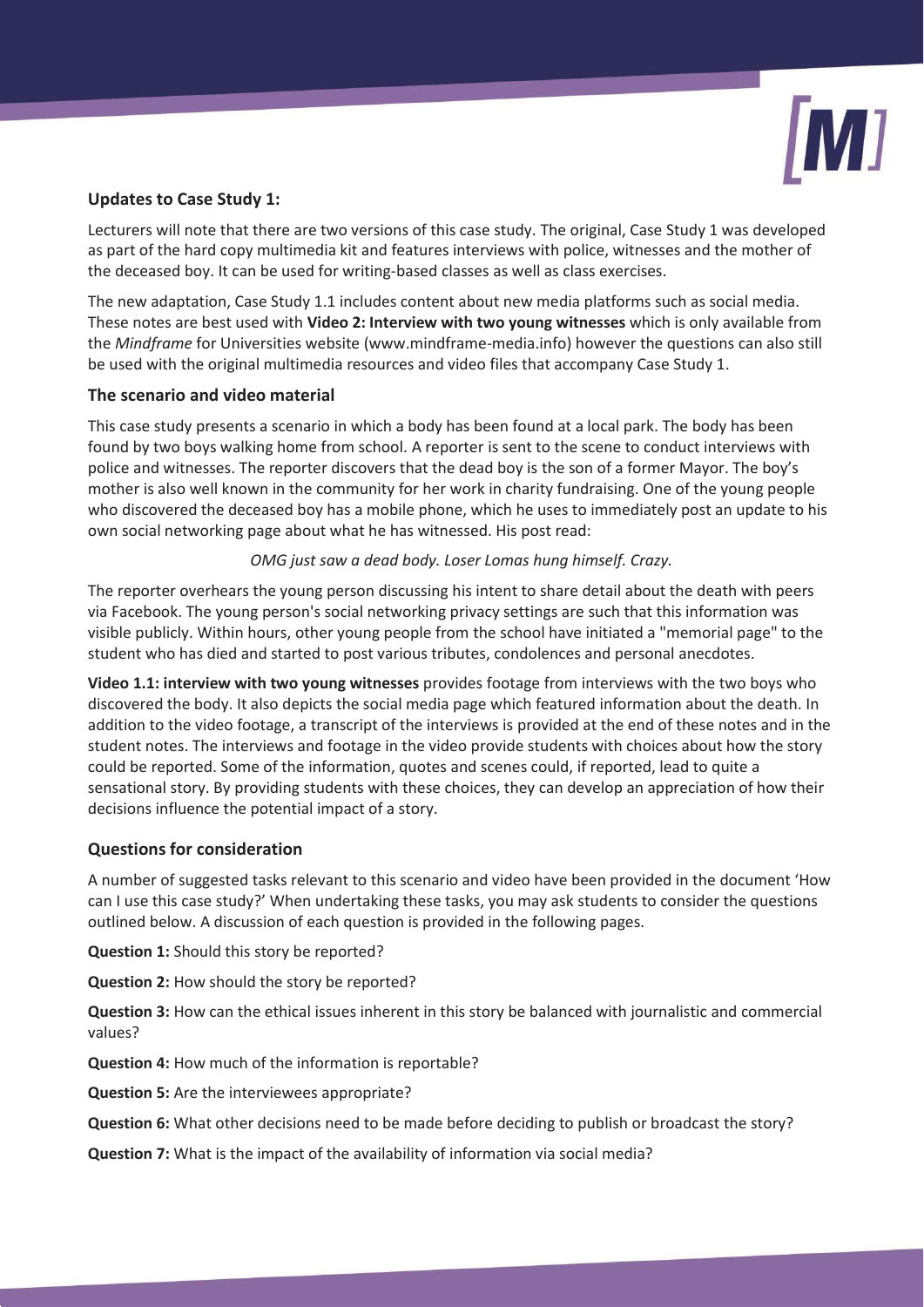## Updates to Case Study 1:

Lecturers will note that there are two versions of this case study. The original, Case Study 1 was developed as part of the hard copy multimedia kit and features interviews with police, witnesses and the mother of the deceased boy. It can be used for writing-based classes as well as class exercises.

The new adaptation, Case Study 1.1 includes content about new media platforms such as social media. These notes are best used with **Video 2: Interview with two young witnesses** which is only available from the *Mindframe* for Universities website (www.mindframe-media.info) however the questions can also still be used with the original multimedia resources and video files that accompany Case Study 1.

## The scenario and video material

This case study presents a scenario in which a body has been found at a local park. The body has been found by two boys walking home from school. A reporter is sent to the scene to conduct interviews with police and witnesses. The reporter discovers that the dead boy is the son of a former Mayor. The boy's mother is also well known in the community for her work in charity fundraising. One of the young people who discovered the deceased boy has a mobile phone, which he uses to immediately post an update to his own social networking page about what he has witnessed. His post read:

*OMG just saw a dead body. Loser Lomas hung himself. Crazy.*

The reporter overhears the young person discussing his intent to share detail about the death with peers via Facebook. The young person's social networking privacy settings are such that this information was visible publicly. Within hours, other young people from the school have initiated a "memorial page" to the student who has died and started to post various tributes, condolences and personal anecdotes.

**Video 1.1: interview with two young witnesses** provides footage from interviews with the two boys who discovered the body. It also depicts the social media page which featured information about the death. In addition to the video footage, a transcript of the interviews is provided at the end of these notes and in the student notes. The interviews and footage in the video provide students with choices about how the story could be reported. Some of the information, quotes and scenes could, if reported, lead to quite a sensational story. By providing students with these choices, they can develop an appreciation of how their decisions influence the potential impact of a story.

## Questions for consideration

A number of suggested tasks relevant to this scenario and video have been provided in the document 'How can I use this case study?' When undertaking these tasks, you may ask students to consider the questions outlined below. A discussion of each question is provided in the following pages.

**Question 1:** Should this story be reported?

**Question 2:** How should the story be reported?

**Question 3:** How can the ethical issues inherent in this story be balanced with journalistic and commercial values?

**Question 4:** How much of the information is reportable?

**Question 5:** Are the interviewees appropriate?

**Question 6:** What other decisions need to be made before deciding to publish or broadcast the story?

**Question 7:** What is the impact of the availability of information via social media?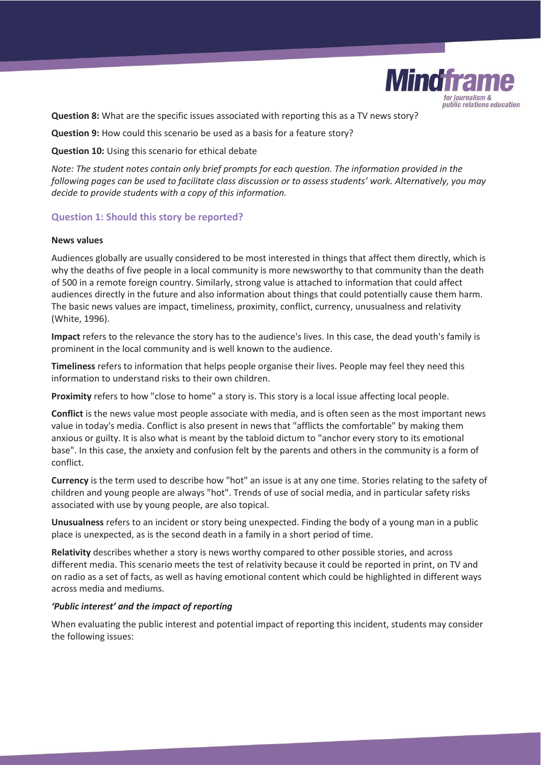**Question 8:** What are the specific issues associated with reporting this as a TV news story?

**Question 9:** How could this scenario be used as a basis for a feature story?

**Question 10:** Using this scenario for ethical debate

*Note: The student notes contain only brief prompts for each question. The information provided in the following pages can be used to facilitate class discussion or to assess students' work. Alternatively, you may decide to provide students with a copy of this information.*

## Question 1: Should this story be reported?

### News values

Audiences globally are usually considered to be most interested in things that affect them directly, which is why the deaths of five people in a local community is more newsworthy to that community than the death of 500 in a remote foreign country. Similarly, strong value is attached to information that could affect audiences directly in the future and also information about things that could potentially cause them harm. The basic news values are impact, timeliness, proximity, conflict, currency, unusualness and relativity (White, 1996).

**Impact** refers to the relevance the story has to the audience's lives. In this case, the dead youth's family is prominent in the local community and is well known to the audience.

**Timeliness** refers to information that helps people organise their lives. People may feel they need this information to understand risks to their own children.

**Proximity** refers to how "close to home" a story is. This story is a local issue affecting local people.

**Conflict** is the news value most people associate with media, and is often seen as the most important news value in today's media. Conflict is also present in news that "afflicts the comfortable" by making them anxious or guilty. It is also what is meant by the tabloid dictum to "anchor every story to its emotional base". In this case, the anxiety and confusion felt by the parents and others in the community is a form of conflict.

**Currency** is the term used to describe how "hot" an issue is at any one time. Stories relating to the safety of children and young people are always "hot". Trends of use of social media, and in particular safety risks associated with use by young people, are also topical.

**Unusualness** refers to an incident or story being unexpected. Finding the body of a young man in a public place is unexpected, as is the second death in a family in a short period of time.

**Relativity** describes whether a story is news worthy compared to other possible stories, and across different media. This scenario meets the test of relativity because it could be reported in print, on TV and on radio as a set of facts, as well as having emotional content which could be highlighted in different ways across media and mediums.

### *'Public interest' and the impact of reporting*

When evaluating the public interest and potential impact of reporting this incident, students may consider the following issues: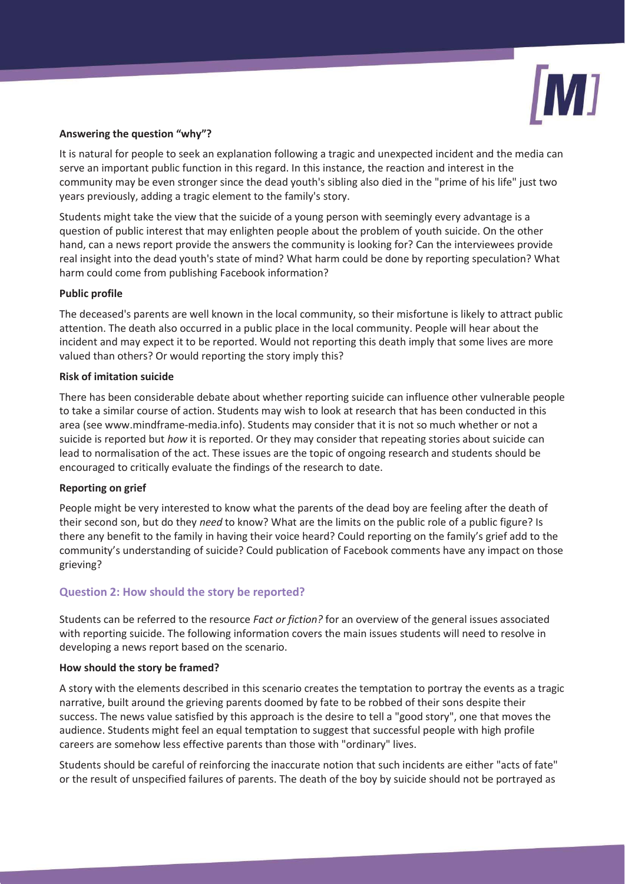**Answering the question "why"?**

It is natural for people to seek an explanation following a tragic and unexpected incident and the media can serve an important public function in this regard. In this instance, the reaction and interest in the community may be even stronger since the dead youth's sibling also died in the "prime of his life" just two years previously, adding a tragic element to the family's story.

Students might take the view that the suicide of a young person with seemingly every advantage is a question of public interest that may enlighten people about the problem of youth suicide. On the other hand, can a news report provide the answers the community is looking for? Can the interviewees provide real insight into the dead youth's state of mind? What harm could be done by reporting speculation? What harm could come from publishing Facebook information?

**Public profile**

The deceased's parents are well known in the local community, so their misfortune is likely to attract public attention. The death also occurred in a public place in the local community. People will hear about the incident and may expect it to be reported. Would not reporting this death imply that some lives are more valued than others? Or would reporting the story imply this?

**Risk of imitation suicide**

There has been considerable debate about whether reporting suicide can influence other vulnerable people to take a similar course of action. Students may wish to look at research that has been conducted in this area (see www.mindframe-media.info). Students may consider that it is not so much whether or not a suicide is reported but *how* it is reported. Or they may consider that repeating stories about suicide can lead to normalisation of the act. These issues are the topic of ongoing research and students should be encouraged to critically evaluate the findings of the research to date.

**Reporting on grief**

People might be very interested to know what the parents of the dead boy are feeling after the death of their second son, but do they *need* to know? What are the limits on the public role of a public figure? Is there any benefit to the family in having their voice heard? Could reporting on the family's grief add to the community's understanding of suicide? Could publication of Facebook comments have any impact on those grieving?

## Question 2: How should the story be reported?

Students can be referred to the resource *Fact or fiction?* for an overview of the general issues associated with reporting suicide. The following information covers the main issues students will need to resolve in developing a news report based on the scenario.

**How should the story be framed?**

A story with the elements described in this scenario creates the temptation to portray the events as a tragic narrative, built around the grieving parents doomed by fate to be robbed of their sons despite their success. The news value satisfied by this approach is the desire to tell a "good story", one that moves the audience. Students might feel an equal temptation to suggest that successful people with high profile careers are somehow less effective parents than those with "ordinary" lives.

Students should be careful of reinforcing the inaccurate notion that such incidents are either "acts of fate" or the result of unspecified failures of parents. The death of the boy by suicide should not be portrayed as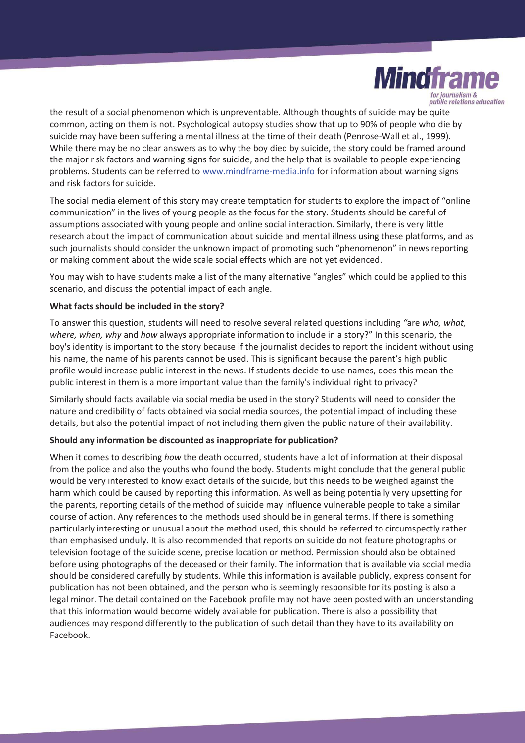the result of a social phenomenon which is unpreventable. Although thoughts of suicide may be quite common, acting on them is not. Psychological autopsy studies show that up to 90% of people who die by suicide may have been suffering a mental illness at the time of their death (Penrose-Wall et al., 1999). While there may be no clear answers as to why the boy died by suicide, the story could be framed around the major risk factors and warning signs for suicide, and the help that is available to people experiencing problems. Students can be referred to www.mindframe-media.info for information about warning signs and risk factors for suicide.

The social media element of this story may create temptation for students to explore the impact of "online communication" in the lives of young people as the focus for the story. Students should be careful of assumptions associated with young people and online social interaction. Similarly, there is very little research about the impact of communication about suicide and mental illness using these platforms, and as such journalists should consider the unknown impact of promoting such "phenomenon" in news reporting or making comment about the wide scale social effects which are not yet evidenced.

You may wish to have students make a list of the many alternative "angles" which could be applied to this scenario, and discuss the potential impact of each angle.

**What facts should be included in the story?**

To answer this question, students will need to resolve several related questions including *"*are *who, what, where, when, why* and *how* always appropriate information to include in a story?" In this scenario, the boy's identity is important to the story because if the journalist decides to report the incident without using his name, the name of his parents cannot be used. This is significant because the parent's high public profile would increase public interest in the news. If students decide to use names, does this mean the public interest in them is a more important value than the family's individual right to privacy?

Similarly should facts available via social media be used in the story? Students will need to consider the nature and credibility of facts obtained via social media sources, the potential impact of including these details, but also the potential impact of not including them given the public nature of their availability.

**Should any information be discounted as inappropriate for publication?**

When it comes to describing *how* the death occurred, students have a lot of information at their disposal from the police and also the youths who found the body. Students might conclude that the general public would be very interested to know exact details of the suicide, but this needs to be weighed against the harm which could be caused by reporting this information. As well as being potentially very upsetting for the parents, reporting details of the method of suicide may influence vulnerable people to take a similar course of action. Any references to the methods used should be in general terms. If there is something particularly interesting or unusual about the method used, this should be referred to circumspectly rather than emphasised unduly. It is also recommended that reports on suicide do not feature photographs or television footage of the suicide scene, precise location or method. Permission should also be obtained before using photographs of the deceased or their family. The information that is available via social media should be considered carefully by students. While this information is available publicly, express consent for publication has not been obtained, and the person who is seemingly responsible for its posting is also a legal minor. The detail contained on the Facebook profile may not have been posted with an understanding that this information would become widely available for publication. There is also a possibility that audiences may respond differently to the publication of such detail than they have to its availability on Facebook.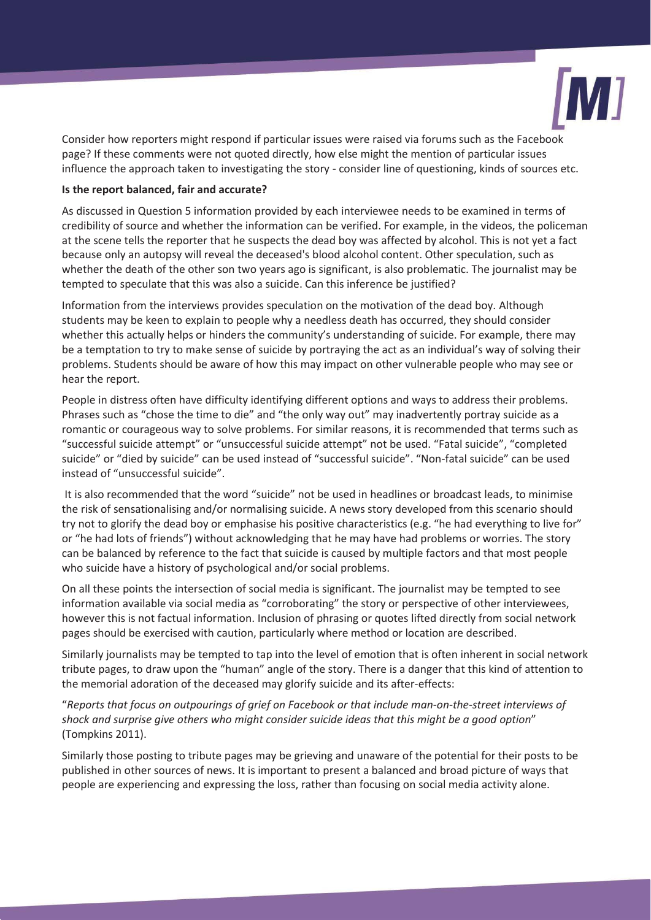Consider how reporters might respond if particular issues were raised via forums such as the Facebook page? If these comments were not quoted directly, how else might the mention of particular issues influence the approach taken to investigating the story - consider line of questioning, kinds of sources etc.

**Is the report balanced, fair and accurate?**

As discussed in Question 5 information provided by each interviewee needs to be examined in terms of credibility of source and whether the information can be verified. For example, in the videos, the policeman at the scene tells the reporter that he suspects the dead boy was affected by alcohol. This is not yet a fact because only an autopsy will reveal the deceased's blood alcohol content. Other speculation, such as whether the death of the other son two years ago is significant, is also problematic. The journalist may be tempted to speculate that this was also a suicide. Can this inference be justified?

Information from the interviews provides speculation on the motivation of the dead boy. Although students may be keen to explain to people why a needless death has occurred, they should consider whether this actually helps or hinders the community's understanding of suicide. For example, there may be a temptation to try to make sense of suicide by portraying the act as an individual's way of solving their problems. Students should be aware of how this may impact on other vulnerable people who may see or hear the report.

People in distress often have difficulty identifying different options and ways to address their problems. Phrases such as "chose the time to die" and "the only way out" may inadvertently portray suicide as a romantic or courageous way to solve problems. For similar reasons, it is recommended that terms such as "successful suicide attempt" or "unsuccessful suicide attempt" not be used. "Fatal suicide", "completed suicide" or "died by suicide" can be used instead of "successful suicide". "Non-fatal suicide" can be used instead of "unsuccessful suicide".

It is also recommended that the word "suicide" not be used in headlines or broadcast leads, to minimise the risk of sensationalising and/or normalising suicide. A news story developed from this scenario should try not to glorify the dead boy or emphasise his positive characteristics (e.g. "he had everything to live for" or "he had lots of friends") without acknowledging that he may have had problems or worries. The story can be balanced by reference to the fact that suicide is caused by multiple factors and that most people who suicide have a history of psychological and/or social problems.

On all these points the intersection of social media is significant. The journalist may be tempted to see information available via social media as "corroborating" the story or perspective of other interviewees, however this is not factual information. Inclusion of phrasing or quotes lifted directly from social network pages should be exercised with caution, particularly where method or location are described.

Similarly journalists may be tempted to tap into the level of emotion that is often inherent in social network tribute pages, to draw upon the "human" angle of the story. There is a danger that this kind of attention to the memorial adoration of the deceased may glorify suicide and its after-effects:

"*Reports that focus on outpourings of grief on Facebook or that include man-on-the-street interviews of shock and surprise give others who might consider suicide ideas that this might be a good option*" (Tompkins 2011).

Similarly those posting to tribute pages may be grieving and unaware of the potential for their posts to be published in other sources of news. It is important to present a balanced and broad picture of ways that people are experiencing and expressing the loss, rather than focusing on social media activity alone.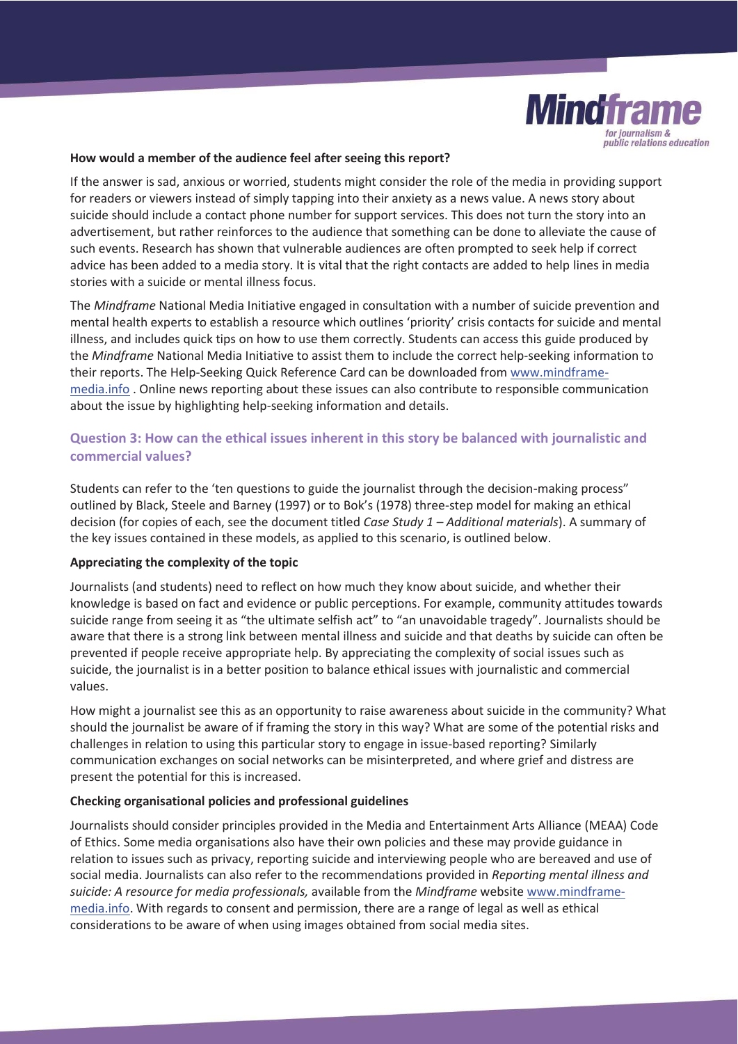**How would a member of the audience feel after seeing this report?**

If the answer is sad, anxious or worried, students might consider the role of the media in providing support for readers or viewers instead of simply tapping into their anxiety as a news value. A news story about suicide should include a contact phone number for support services. This does not turn the story into an advertisement, but rather reinforces to the audience that something can be done to alleviate the cause of such events. Research has shown that vulnerable audiences are often prompted to seek help if correct advice has been added to a media story. It is vital that the right contacts are added to help lines in media stories with a suicide or mental illness focus.

The *Mindframe* National Media Initiative engaged in consultation with a number of suicide prevention and mental health experts to establish a resource which outlines 'priority' crisis contacts for suicide and mental illness, and includes quick tips on how to use them correctly. Students can access this guide produced by the *Mindframe* National Media Initiative to assist them to include the correct help-seeking information to their reports. The Help-Seeking Quick Reference Card can be downloaded from www.mindframe-media.info . Online news reporting about these issues can also contribute to responsible communication about the issue by highlighting help-seeking information and details.

## Question 3: How can the ethical issues inherent in this story be balanced with journalistic and commercial values?

Students can refer to the 'ten questions to guide the journalist through the decision-making process" outlined by Black, Steele and Barney (1997) or to Bok's (1978) three-step model for making an ethical decision (for copies of each, see the document titled *Case Study 1 – Additional materials*). A summary of the key issues contained in these models, as applied to this scenario, is outlined below.

**Appreciating the complexity of the topic**

Journalists (and students) need to reflect on how much they know about suicide, and whether their knowledge is based on fact and evidence or public perceptions. For example, community attitudes towards suicide range from seeing it as "the ultimate selfish act" to "an unavoidable tragedy". Journalists should be aware that there is a strong link between mental illness and suicide and that deaths by suicide can often be prevented if people receive appropriate help. By appreciating the complexity of social issues such as suicide, the journalist is in a better position to balance ethical issues with journalistic and commercial values.

How might a journalist see this as an opportunity to raise awareness about suicide in the community? What should the journalist be aware of if framing the story in this way? What are some of the potential risks and challenges in relation to using this particular story to engage in issue-based reporting? Similarly communication exchanges on social networks can be misinterpreted, and where grief and distress are present the potential for this is increased.

**Checking organisational policies and professional guidelines**

Journalists should consider principles provided in the Media and Entertainment Arts Alliance (MEAA) Code of Ethics. Some media organisations also have their own policies and these may provide guidance in relation to issues such as privacy, reporting suicide and interviewing people who are bereaved and use of social media. Journalists can also refer to the recommendations provided in *Reporting mental illness and suicide: A resource for media professionals,* available from the *Mindframe* website www.mindframe-media.info. With regards to consent and permission, there are a range of legal as well as ethical considerations to be aware of when using images obtained from social media sites.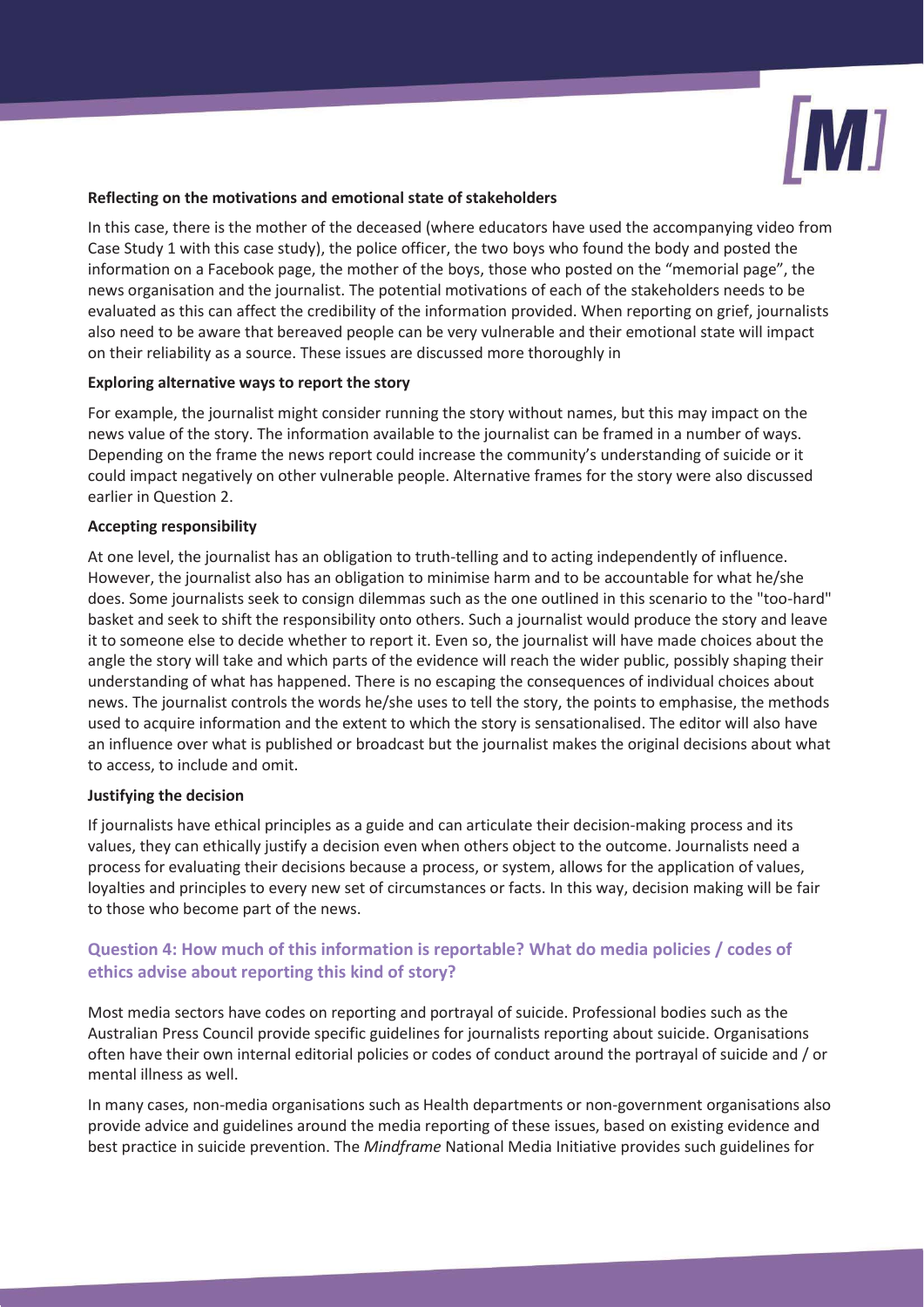**Reflecting on the motivations and emotional state of stakeholders**

In this case, there is the mother of the deceased (where educators have used the accompanying video from Case Study 1 with this case study), the police officer, the two boys who found the body and posted the information on a Facebook page, the mother of the boys, those who posted on the "memorial page", the news organisation and the journalist. The potential motivations of each of the stakeholders needs to be evaluated as this can affect the credibility of the information provided. When reporting on grief, journalists also need to be aware that bereaved people can be very vulnerable and their emotional state will impact on their reliability as a source. These issues are discussed more thoroughly in

**Exploring alternative ways to report the story**

For example, the journalist might consider running the story without names, but this may impact on the news value of the story. The information available to the journalist can be framed in a number of ways. Depending on the frame the news report could increase the community's understanding of suicide or it could impact negatively on other vulnerable people. Alternative frames for the story were also discussed earlier in Question 2.

**Accepting responsibility**

At one level, the journalist has an obligation to truth-telling and to acting independently of influence. However, the journalist also has an obligation to minimise harm and to be accountable for what he/she does. Some journalists seek to consign dilemmas such as the one outlined in this scenario to the "too-hard" basket and seek to shift the responsibility onto others. Such a journalist would produce the story and leave it to someone else to decide whether to report it. Even so, the journalist will have made choices about the angle the story will take and which parts of the evidence will reach the wider public, possibly shaping their understanding of what has happened. There is no escaping the consequences of individual choices about news. The journalist controls the words he/she uses to tell the story, the points to emphasise, the methods used to acquire information and the extent to which the story is sensationalised. The editor will also have an influence over what is published or broadcast but the journalist makes the original decisions about what to access, to include and omit.

**Justifying the decision**

If journalists have ethical principles as a guide and can articulate their decision-making process and its values, they can ethically justify a decision even when others object to the outcome. Journalists need a process for evaluating their decisions because a process, or system, allows for the application of values, loyalties and principles to every new set of circumstances or facts. In this way, decision making will be fair to those who become part of the news.

## Question 4: How much of this information is reportable? What do media policies / codes of ethics advise about reporting this kind of story?

Most media sectors have codes on reporting and portrayal of suicide. Professional bodies such as the Australian Press Council provide specific guidelines for journalists reporting about suicide. Organisations often have their own internal editorial policies or codes of conduct around the portrayal of suicide and / or mental illness as well.

In many cases, non-media organisations such as Health departments or non-government organisations also provide advice and guidelines around the media reporting of these issues, based on existing evidence and best practice in suicide prevention. The *Mindframe* National Media Initiative provides such guidelines for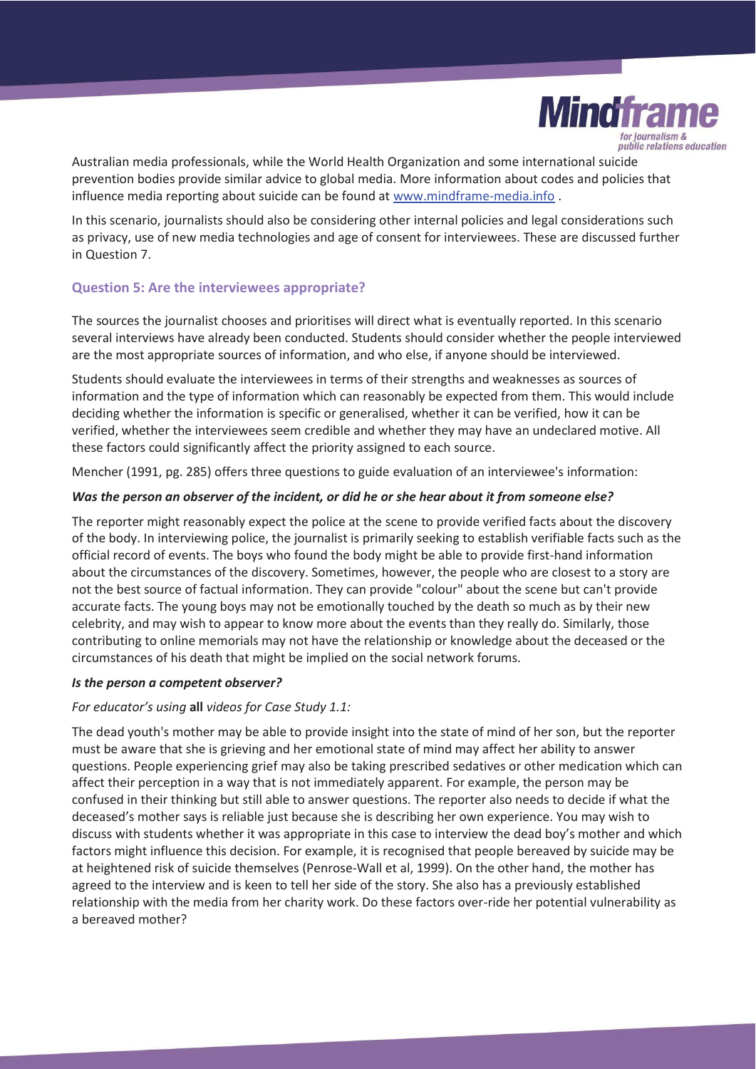Australian media professionals, while the World Health Organization and some international suicide prevention bodies provide similar advice to global media. More information about codes and policies that influence media reporting about suicide can be found at www.mindframe-media.info .

In this scenario, journalists should also be considering other internal policies and legal considerations such as privacy, use of new media technologies and age of consent for interviewees. These are discussed further in Question 7.

### Question 5: Are the interviewees appropriate?

The sources the journalist chooses and prioritises will direct what is eventually reported. In this scenario several interviews have already been conducted. Students should consider whether the people interviewed are the most appropriate sources of information, and who else, if anyone should be interviewed.

Students should evaluate the interviewees in terms of their strengths and weaknesses as sources of information and the type of information which can reasonably be expected from them. This would include deciding whether the information is specific or generalised, whether it can be verified, how it can be verified, whether the interviewees seem credible and whether they may have an undeclared motive. All these factors could significantly affect the priority assigned to each source.

Mencher (1991, pg. 285) offers three questions to guide evaluation of an interviewee's information:

***Was the person an observer of the incident, or did he or she hear about it from someone else?***

The reporter might reasonably expect the police at the scene to provide verified facts about the discovery of the body. In interviewing police, the journalist is primarily seeking to establish verifiable facts such as the official record of events. The boys who found the body might be able to provide first-hand information about the circumstances of the discovery. Sometimes, however, the people who are closest to a story are not the best source of factual information. They can provide "colour" about the scene but can't provide accurate facts. The young boys may not be emotionally touched by the death so much as by their new celebrity, and may wish to appear to know more about the events than they really do. Similarly, those contributing to online memorials may not have the relationship or knowledge about the deceased or the circumstances of his death that might be implied on the social network forums.

***Is the person a competent observer?***

*For educator's using* **all** *videos for Case Study 1.1:*

The dead youth's mother may be able to provide insight into the state of mind of her son, but the reporter must be aware that she is grieving and her emotional state of mind may affect her ability to answer questions. People experiencing grief may also be taking prescribed sedatives or other medication which can affect their perception in a way that is not immediately apparent. For example, the person may be confused in their thinking but still able to answer questions. The reporter also needs to decide if what the deceased's mother says is reliable just because she is describing her own experience. You may wish to discuss with students whether it was appropriate in this case to interview the dead boy's mother and which factors might influence this decision. For example, it is recognised that people bereaved by suicide may be at heightened risk of suicide themselves (Penrose-Wall et al, 1999). On the other hand, the mother has agreed to the interview and is keen to tell her side of the story. She also has a previously established relationship with the media from her charity work. Do these factors over-ride her potential vulnerability as a bereaved mother?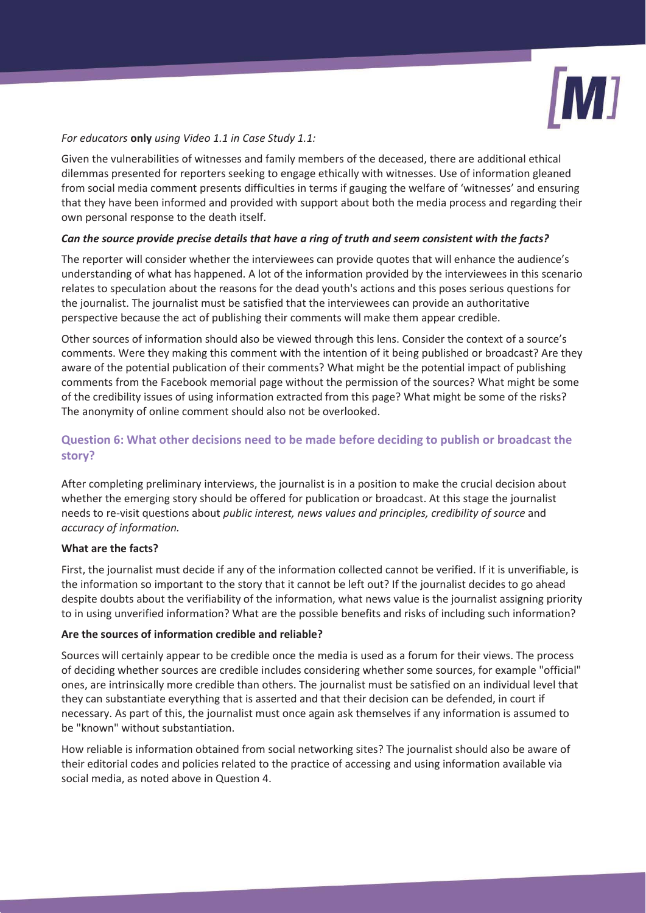*For educators* **only** *using Video 1.1 in Case Study 1.1:*

Given the vulnerabilities of witnesses and family members of the deceased, there are additional ethical dilemmas presented for reporters seeking to engage ethically with witnesses. Use of information gleaned from social media comment presents difficulties in terms if gauging the welfare of 'witnesses' and ensuring that they have been informed and provided with support about both the media process and regarding their own personal response to the death itself.

***Can the source provide precise details that have a ring of truth and seem consistent with the facts?***

The reporter will consider whether the interviewees can provide quotes that will enhance the audience's understanding of what has happened. A lot of the information provided by the interviewees in this scenario relates to speculation about the reasons for the dead youth's actions and this poses serious questions for the journalist. The journalist must be satisfied that the interviewees can provide an authoritative perspective because the act of publishing their comments will make them appear credible.

Other sources of information should also be viewed through this lens. Consider the context of a source's comments. Were they making this comment with the intention of it being published or broadcast? Are they aware of the potential publication of their comments? What might be the potential impact of publishing comments from the Facebook memorial page without the permission of the sources? What might be some of the credibility issues of using information extracted from this page? What might be some of the risks? The anonymity of online comment should also not be overlooked.

## Question 6: What other decisions need to be made before deciding to publish or broadcast the story?

After completing preliminary interviews, the journalist is in a position to make the crucial decision about whether the emerging story should be offered for publication or broadcast. At this stage the journalist needs to re-visit questions about *public interest, news values and principles, credibility of source* and *accuracy of information.*

**What are the facts?**

First, the journalist must decide if any of the information collected cannot be verified. If it is unverifiable, is the information so important to the story that it cannot be left out? If the journalist decides to go ahead despite doubts about the verifiability of the information, what news value is the journalist assigning priority to in using unverified information? What are the possible benefits and risks of including such information?

**Are the sources of information credible and reliable?**

Sources will certainly appear to be credible once the media is used as a forum for their views. The process of deciding whether sources are credible includes considering whether some sources, for example "official" ones, are intrinsically more credible than others. The journalist must be satisfied on an individual level that they can substantiate everything that is asserted and that their decision can be defended, in court if necessary. As part of this, the journalist must once again ask themselves if any information is assumed to be "known" without substantiation.

How reliable is information obtained from social networking sites? The journalist should also be aware of their editorial codes and policies related to the practice of accessing and using information available via social media, as noted above in Question 4.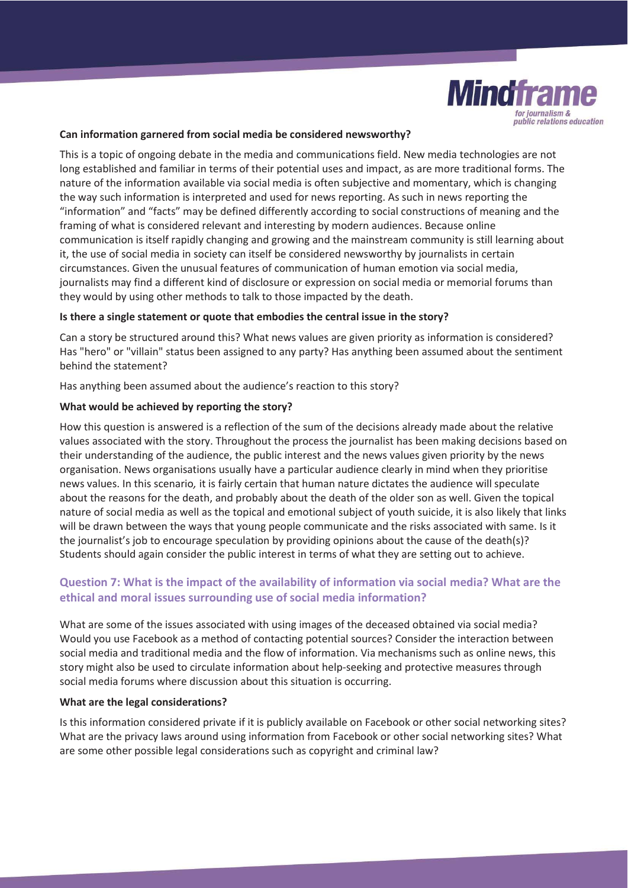**Can information garnered from social media be considered newsworthy?**

This is a topic of ongoing debate in the media and communications field. New media technologies are not long established and familiar in terms of their potential uses and impact, as are more traditional forms. The nature of the information available via social media is often subjective and momentary, which is changing the way such information is interpreted and used for news reporting. As such in news reporting the "information" and "facts" may be defined differently according to social constructions of meaning and the framing of what is considered relevant and interesting by modern audiences. Because online communication is itself rapidly changing and growing and the mainstream community is still learning about it, the use of social media in society can itself be considered newsworthy by journalists in certain circumstances. Given the unusual features of communication of human emotion via social media, journalists may find a different kind of disclosure or expression on social media or memorial forums than they would by using other methods to talk to those impacted by the death.

**Is there a single statement or quote that embodies the central issue in the story?**

Can a story be structured around this? What news values are given priority as information is considered? Has "hero" or "villain" status been assigned to any party? Has anything been assumed about the sentiment behind the statement?

Has anything been assumed about the audience's reaction to this story?

**What would be achieved by reporting the story?**

How this question is answered is a reflection of the sum of the decisions already made about the relative values associated with the story. Throughout the process the journalist has been making decisions based on their understanding of the audience, the public interest and the news values given priority by the news organisation. News organisations usually have a particular audience clearly in mind when they prioritise news values. In this scenario*,* it is fairly certain that human nature dictates the audience will speculate about the reasons for the death, and probably about the death of the older son as well. Given the topical nature of social media as well as the topical and emotional subject of youth suicide, it is also likely that links will be drawn between the ways that young people communicate and the risks associated with same. Is it the journalist's job to encourage speculation by providing opinions about the cause of the death(s)? Students should again consider the public interest in terms of what they are setting out to achieve.

## Question 7: What is the impact of the availability of information via social media? What are the ethical and moral issues surrounding use of social media information?

What are some of the issues associated with using images of the deceased obtained via social media? Would you use Facebook as a method of contacting potential sources? Consider the interaction between social media and traditional media and the flow of information. Via mechanisms such as online news, this story might also be used to circulate information about help-seeking and protective measures through social media forums where discussion about this situation is occurring.

**What are the legal considerations?**

Is this information considered private if it is publicly available on Facebook or other social networking sites? What are the privacy laws around using information from Facebook or other social networking sites? What are some other possible legal considerations such as copyright and criminal law?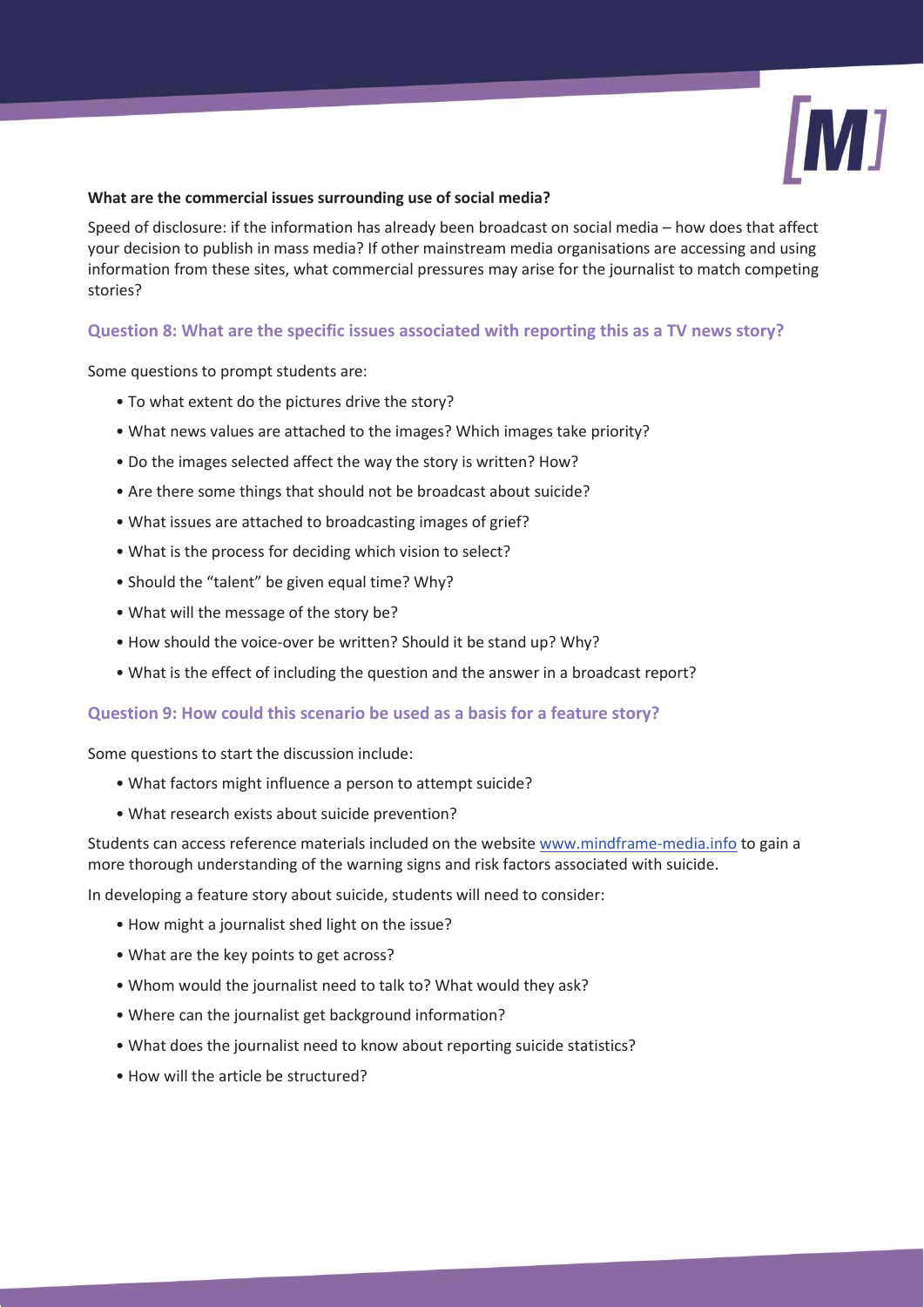**What are the commercial issues surrounding use of social media?**

Speed of disclosure: if the information has already been broadcast on social media – how does that affect your decision to publish in mass media? If other mainstream media organisations are accessing and using information from these sites, what commercial pressures may arise for the journalist to match competing stories?

### Question 8: What are the specific issues associated with reporting this as a TV news story?

Some questions to prompt students are:

- To what extent do the pictures drive the story?
- What news values are attached to the images? Which images take priority?
- Do the images selected affect the way the story is written? How?
- Are there some things that should not be broadcast about suicide?
- What issues are attached to broadcasting images of grief?
- What is the process for deciding which vision to select?
- Should the "talent" be given equal time? Why?
- What will the message of the story be?
- How should the voice-over be written? Should it be stand up? Why?
- What is the effect of including the question and the answer in a broadcast report?

### Question 9: How could this scenario be used as a basis for a feature story?

Some questions to start the discussion include:

- What factors might influence a person to attempt suicide?
- What research exists about suicide prevention?

Students can access reference materials included on the website www.mindframe-media.info to gain a more thorough understanding of the warning signs and risk factors associated with suicide.

In developing a feature story about suicide, students will need to consider:

- How might a journalist shed light on the issue?
- What are the key points to get across?
- Whom would the journalist need to talk to? What would they ask?
- Where can the journalist get background information?
- What does the journalist need to know about reporting suicide statistics?
- How will the article be structured?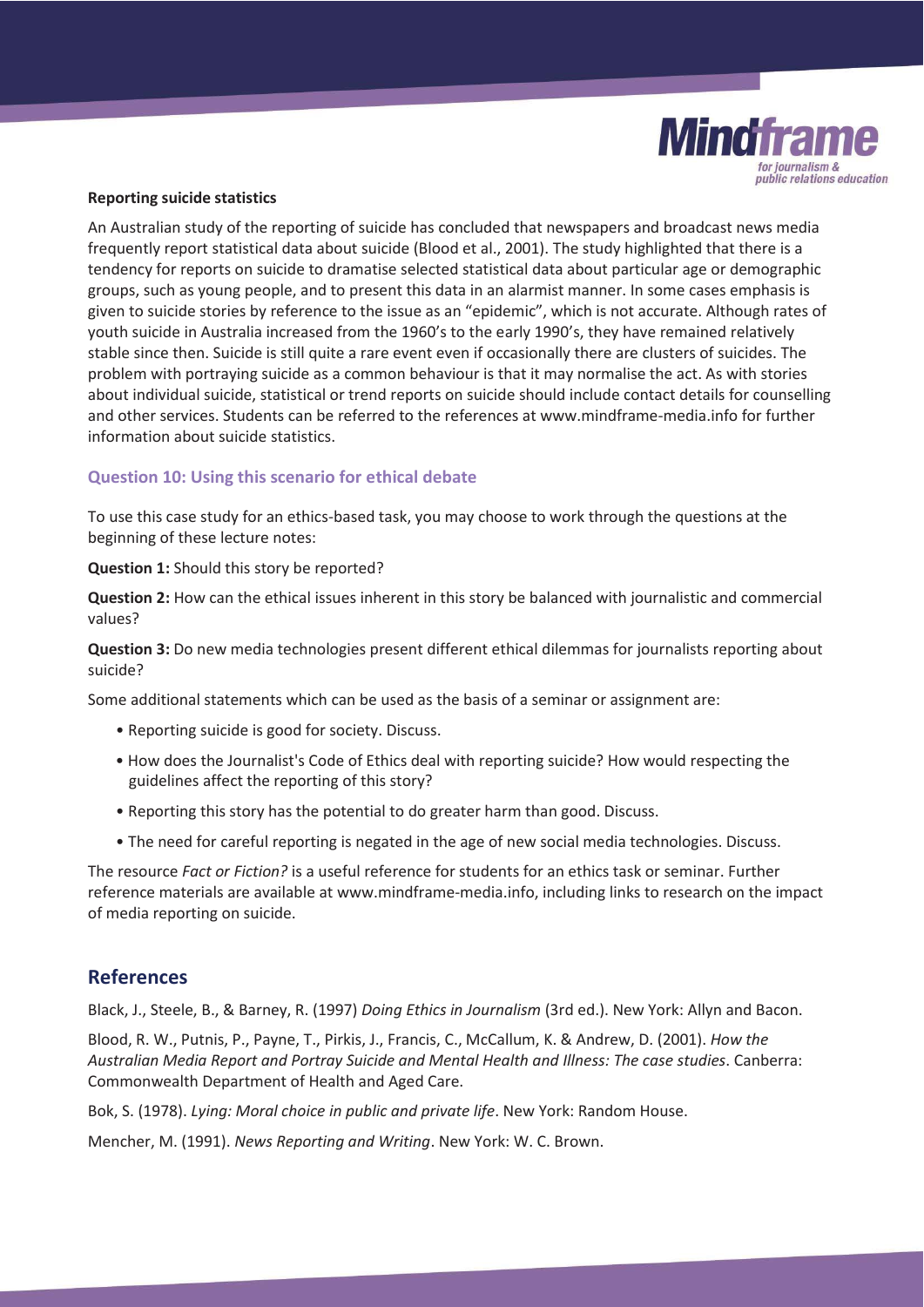**Reporting suicide statistics**

An Australian study of the reporting of suicide has concluded that newspapers and broadcast news media frequently report statistical data about suicide (Blood et al., 2001). The study highlighted that there is a tendency for reports on suicide to dramatise selected statistical data about particular age or demographic groups, such as young people, and to present this data in an alarmist manner. In some cases emphasis is given to suicide stories by reference to the issue as an "epidemic", which is not accurate. Although rates of youth suicide in Australia increased from the 1960's to the early 1990's, they have remained relatively stable since then. Suicide is still quite a rare event even if occasionally there are clusters of suicides. The problem with portraying suicide as a common behaviour is that it may normalise the act. As with stories about individual suicide, statistical or trend reports on suicide should include contact details for counselling and other services. Students can be referred to the references at www.mindframe-media.info for further information about suicide statistics.

### Question 10: Using this scenario for ethical debate

To use this case study for an ethics-based task, you may choose to work through the questions at the beginning of these lecture notes:

**Question 1:** Should this story be reported?

**Question 2:** How can the ethical issues inherent in this story be balanced with journalistic and commercial values?

**Question 3:** Do new media technologies present different ethical dilemmas for journalists reporting about suicide?

Some additional statements which can be used as the basis of a seminar or assignment are:

- Reporting suicide is good for society. Discuss.
- How does the Journalist's Code of Ethics deal with reporting suicide? How would respecting the guidelines affect the reporting of this story?
- Reporting this story has the potential to do greater harm than good. Discuss.
- The need for careful reporting is negated in the age of new social media technologies. Discuss.

The resource *Fact or Fiction?* is a useful reference for students for an ethics task or seminar. Further reference materials are available at www.mindframe-media.info, including links to research on the impact of media reporting on suicide.

## References

Black, J., Steele, B., & Barney, R. (1997) *Doing Ethics in Journalism* (3rd ed.). New York: Allyn and Bacon.

Blood, R. W., Putnis, P., Payne, T., Pirkis, J., Francis, C., McCallum, K. & Andrew, D. (2001). *How the Australian Media Report and Portray Suicide and Mental Health and Illness: The case studies*. Canberra: Commonwealth Department of Health and Aged Care.

Bok, S. (1978). *Lying: Moral choice in public and private life*. New York: Random House.

Mencher, M. (1991). *News Reporting and Writing*. New York: W. C. Brown.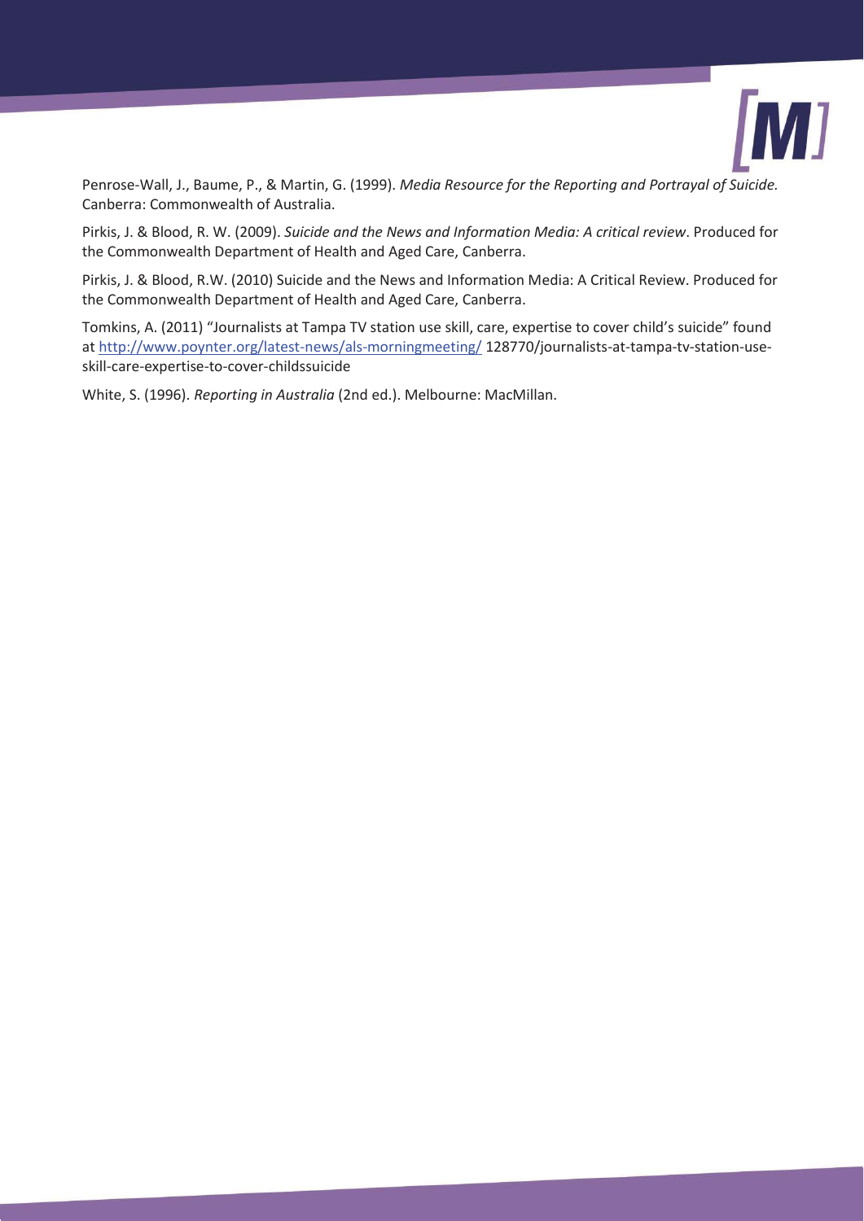Penrose-Wall, J., Baume, P., & Martin, G. (1999). *Media Resource for the Reporting and Portrayal of Suicide.* Canberra: Commonwealth of Australia.

Pirkis, J. & Blood, R. W. (2009). *Suicide and the News and Information Media: A critical review*. Produced for the Commonwealth Department of Health and Aged Care, Canberra.

Pirkis, J. & Blood, R.W. (2010) Suicide and the News and Information Media: A Critical Review. Produced for the Commonwealth Department of Health and Aged Care, Canberra.

Tomkins, A. (2011) "Journalists at Tampa TV station use skill, care, expertise to cover child's suicide" found at http://www.poynter.org/latest-news/als-morningmeeting/ 128770/journalists-at-tampa-tv-station-use-skill-care-expertise-to-cover-childssuicide

White, S. (1996). *Reporting in Australia* (2nd ed.). Melbourne: MacMillan.